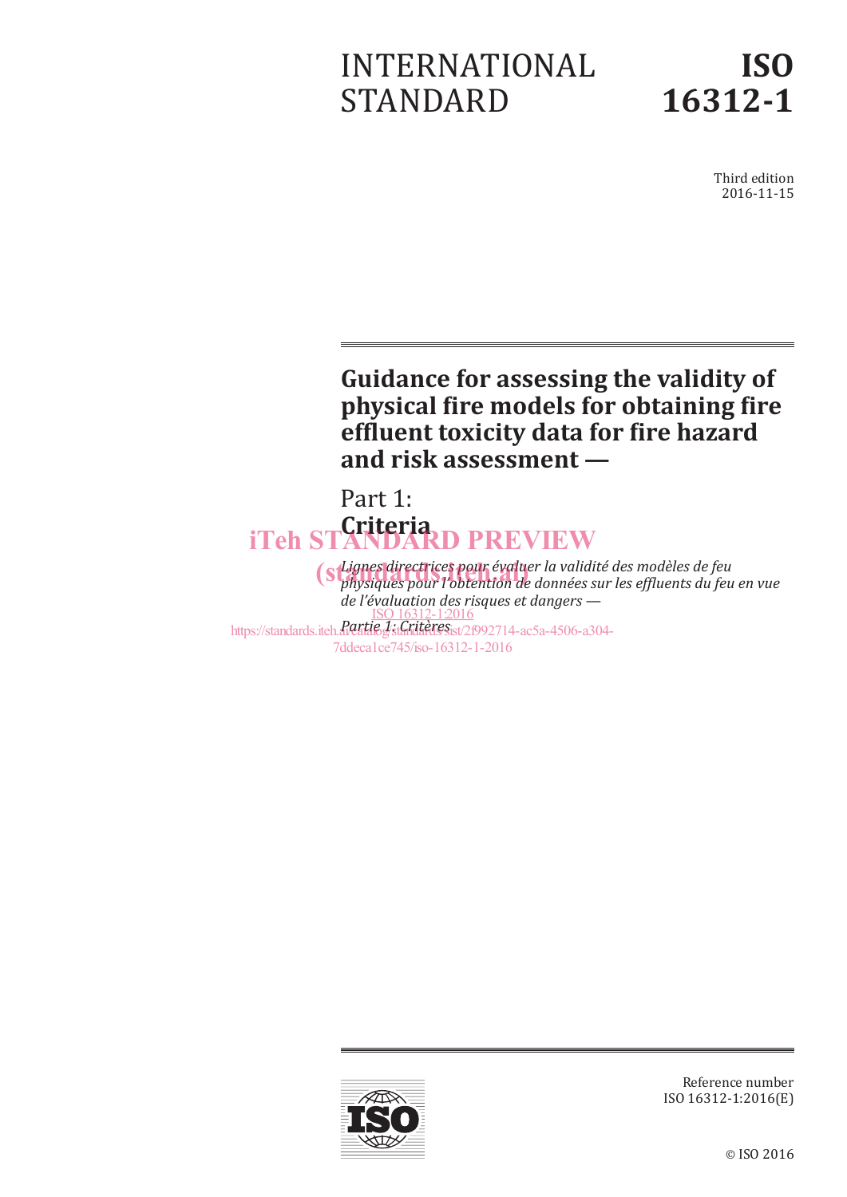INTERNATIONAL STANDARD

# ISO 16312-1

Third edition
2016-11-15

# Guidance for assessing the validity of physical fire models for obtaining fire effluent toxicity data for fire hazard and risk assessment —

## Part 1: Criteria

iTeh STANDARD PREVIEW
(standards.iteh.ai)

*Lignes directrices pour évaluer la validité des modèles de feu physiques pour l'obtention de données sur les effluents du feu en vue de l'évaluation des risques et dangers —*

*Partie 1: Critères*

ISO 16312-1:2016
https://standards.iteh.ai/catalog/standards/sist/2f992714-ac5a-4506-a304-7ddeca1ce745/iso-16312-1-2016

Reference number
ISO 16312-1:2016(E)

© ISO 2016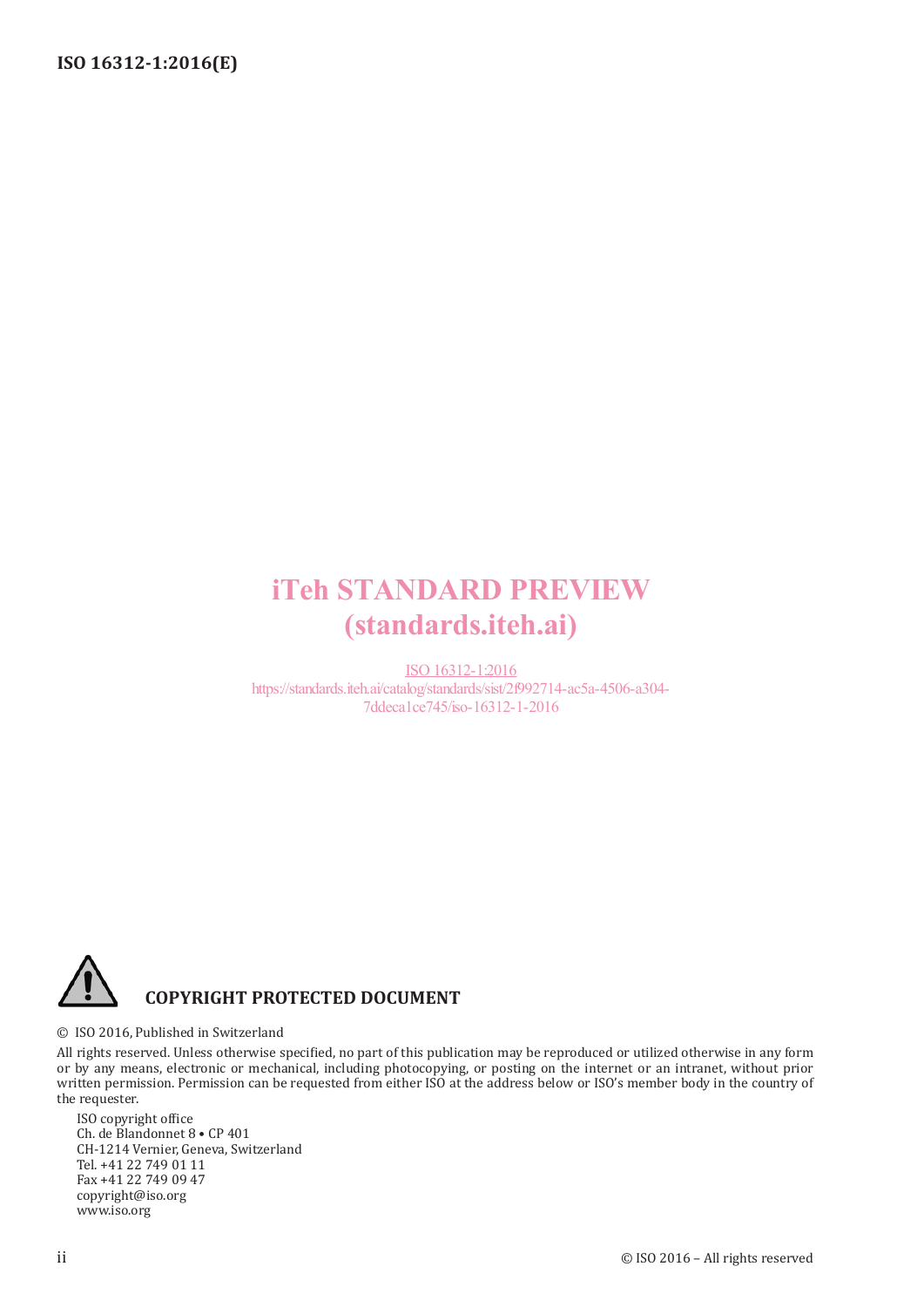iTeh STANDARD PREVIEW
(standards.iteh.ai)

ISO 16312-1:2016
https://standards.iteh.ai/catalog/standards/sist/2f992714-ac5a-4506-a304-7ddeca1ce745/iso-16312-1-2016

**COPYRIGHT PROTECTED DOCUMENT**

© ISO 2016, Published in Switzerland

All rights reserved. Unless otherwise specified, no part of this publication may be reproduced or utilized otherwise in any form or by any means, electronic or mechanical, including photocopying, or posting on the internet or an intranet, without prior written permission. Permission can be requested from either ISO at the address below or ISO's member body in the country of the requester.

ISO copyright office
Ch. de Blandonnet 8 • CP 401
CH-1214 Vernier, Geneva, Switzerland
Tel. +41 22 749 01 11
Fax +41 22 749 09 47
copyright@iso.org
www.iso.org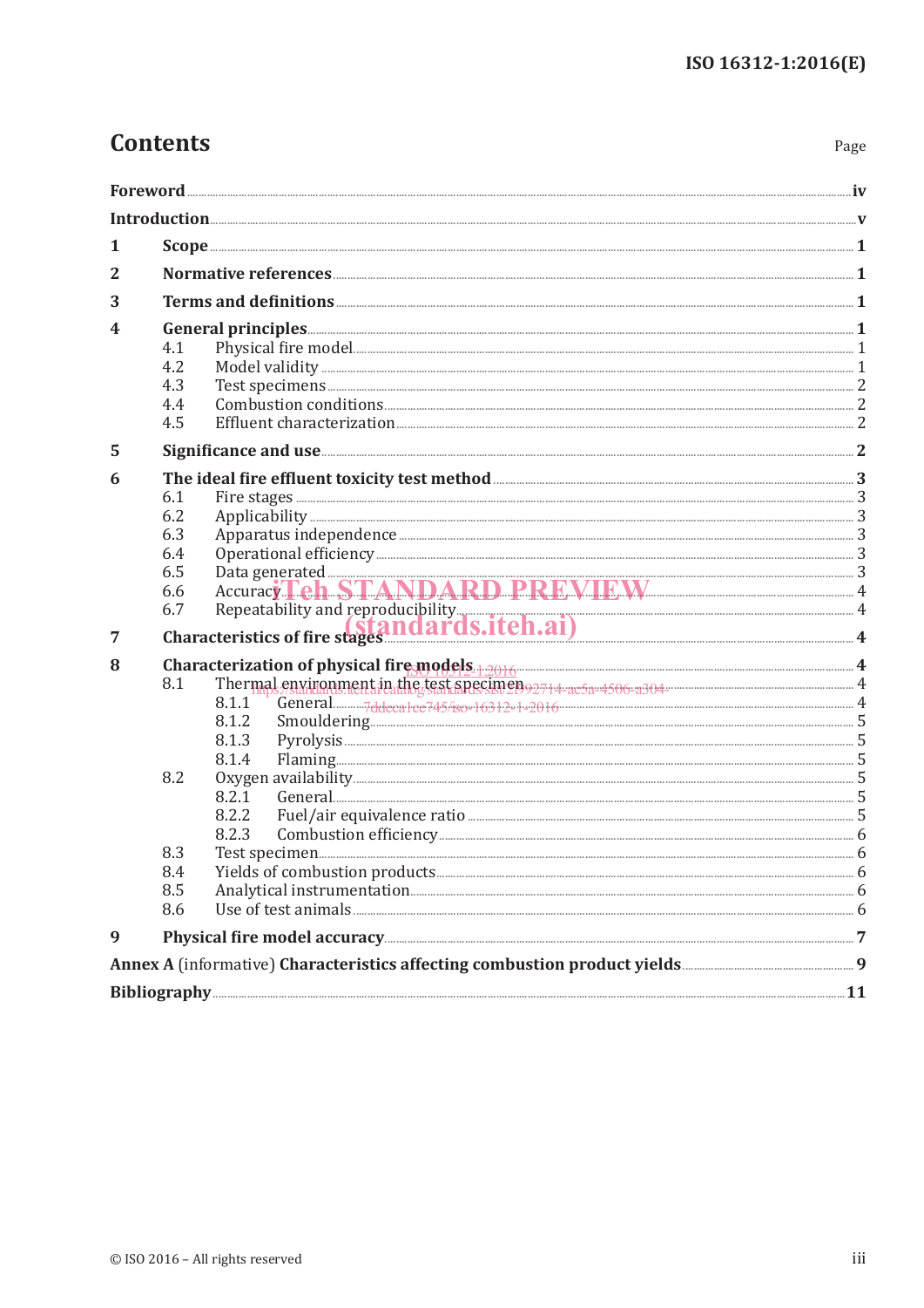# Contents

Page

**Foreword** ... iv

**Introduction** ... v

**1 Scope** ... 1

**2 Normative references** ... 1

**3 Terms and definitions** ... 1

**4 General principles** ... 1
- 4.1 Physical fire model ... 1
- 4.2 Model validity ... 1
- 4.3 Test specimens ... 2
- 4.4 Combustion conditions ... 2
- 4.5 Effluent characterization ... 2

**5 Significance and use** ... 2

**6 The ideal fire effluent toxicity test method** ... 3
- 6.1 Fire stages ... 3
- 6.2 Applicability ... 3
- 6.3 Apparatus independence ... 3
- 6.4 Operational efficiency ... 3
- 6.5 Data generated ... 3
- 6.6 Accuracy ... 4
- 6.7 Repeatability and reproducibility ... 4

**7 Characteristics of fire stages** ... 4

**8 Characterization of physical fire models** ... 4
- 8.1 Thermal environment in the test specimen ... 4
  - 8.1.1 General ... 4
  - 8.1.2 Smouldering ... 5
  - 8.1.3 Pyrolysis ... 5
  - 8.1.4 Flaming ... 5
- 8.2 Oxygen availability ... 5
  - 8.2.1 General ... 5
  - 8.2.2 Fuel/air equivalence ratio ... 5
  - 8.2.3 Combustion efficiency ... 6
- 8.3 Test specimen ... 6
- 8.4 Yields of combustion products ... 6
- 8.5 Analytical instrumentation ... 6
- 8.6 Use of test animals ... 6

**9 Physical fire model accuracy** ... 7

**Annex A** (informative) **Characteristics affecting combustion product yields** ... 9

**Bibliography** ... 11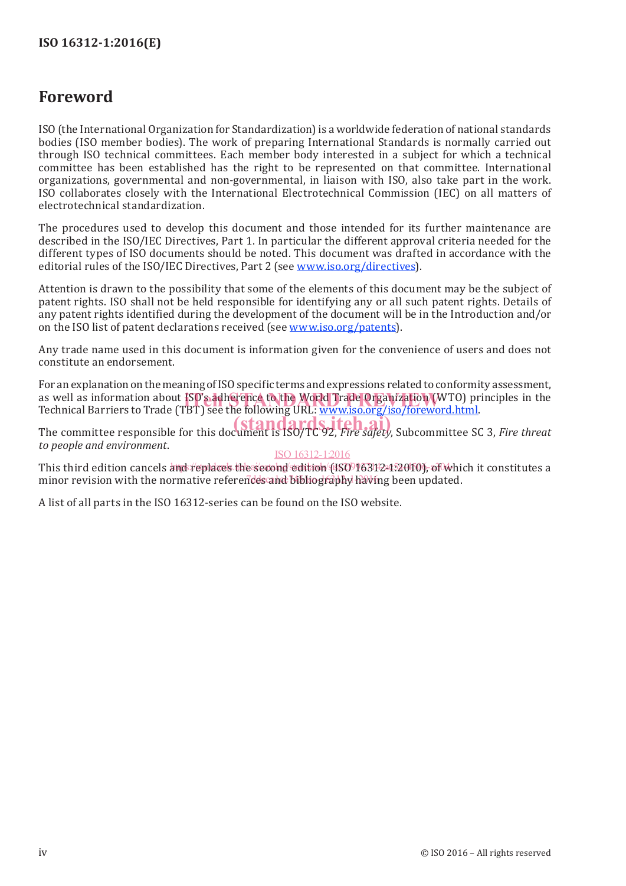# Foreword

ISO (the International Organization for Standardization) is a worldwide federation of national standards bodies (ISO member bodies). The work of preparing International Standards is normally carried out through ISO technical committees. Each member body interested in a subject for which a technical committee has been established has the right to be represented on that committee. International organizations, governmental and non-governmental, in liaison with ISO, also take part in the work. ISO collaborates closely with the International Electrotechnical Commission (IEC) on all matters of electrotechnical standardization.

The procedures used to develop this document and those intended for its further maintenance are described in the ISO/IEC Directives, Part 1. In particular the different approval criteria needed for the different types of ISO documents should be noted. This document was drafted in accordance with the editorial rules of the ISO/IEC Directives, Part 2 (see www.iso.org/directives).

Attention is drawn to the possibility that some of the elements of this document may be the subject of patent rights. ISO shall not be held responsible for identifying any or all such patent rights. Details of any patent rights identified during the development of the document will be in the Introduction and/or on the ISO list of patent declarations received (see www.iso.org/patents).

Any trade name used in this document is information given for the convenience of users and does not constitute an endorsement.

For an explanation on the meaning of ISO specific terms and expressions related to conformity assessment, as well as information about ISO's adherence to the World Trade Organization (WTO) principles in the Technical Barriers to Trade (TBT) see the following URL: www.iso.org/iso/foreword.html.

The committee responsible for this document is ISO/TC 92, *Fire safety*, Subcommittee SC 3, *Fire threat to people and environment*.

This third edition cancels and replaces the second edition (ISO 16312-1:2010), of which it constitutes a minor revision with the normative references and bibliography having been updated.

A list of all parts in the ISO 16312-series can be found on the ISO website.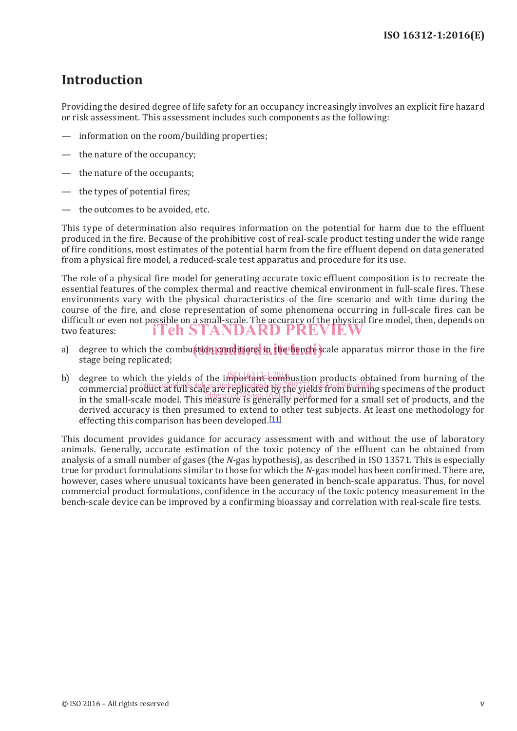# Introduction

Providing the desired degree of life safety for an occupancy increasingly involves an explicit fire hazard or risk assessment. This assessment includes such components as the following:

— information on the room/building properties;

— the nature of the occupancy;

— the nature of the occupants;

— the types of potential fires;

— the outcomes to be avoided, etc.

This type of determination also requires information on the potential for harm due to the effluent produced in the fire. Because of the prohibitive cost of real-scale product testing under the wide range of fire conditions, most estimates of the potential harm from the fire effluent depend on data generated from a physical fire model, a reduced-scale test apparatus and procedure for its use.

The role of a physical fire model for generating accurate toxic effluent composition is to recreate the essential features of the complex thermal and reactive chemical environment in full-scale fires. These environments vary with the physical characteristics of the fire scenario and with time during the course of the fire, and close representation of some phenomena occurring in full-scale fires can be difficult or even not possible on a small-scale. The accuracy of the physical fire model, then, depends on two features:

a) degree to which the combustion conditions in the bench-scale apparatus mirror those in the fire stage being replicated;

b) degree to which the yields of the important combustion products obtained from burning of the commercial product at full scale are replicated by the yields from burning specimens of the product in the small-scale model. This measure is generally performed for a small set of products, and the derived accuracy is then presumed to extend to other test subjects. At least one methodology for effecting this comparison has been developed.[11]

This document provides guidance for accuracy assessment with and without the use of laboratory animals. Generally, accurate estimation of the toxic potency of the effluent can be obtained from analysis of a small number of gases (the *N*-gas hypothesis), as described in ISO 13571. This is especially true for product formulations similar to those for which the *N*-gas model has been confirmed. There are, however, cases where unusual toxicants have been generated in bench-scale apparatus. Thus, for novel commercial product formulations, confidence in the accuracy of the toxic potency measurement in the bench-scale device can be improved by a confirming bioassay and correlation with real-scale fire tests.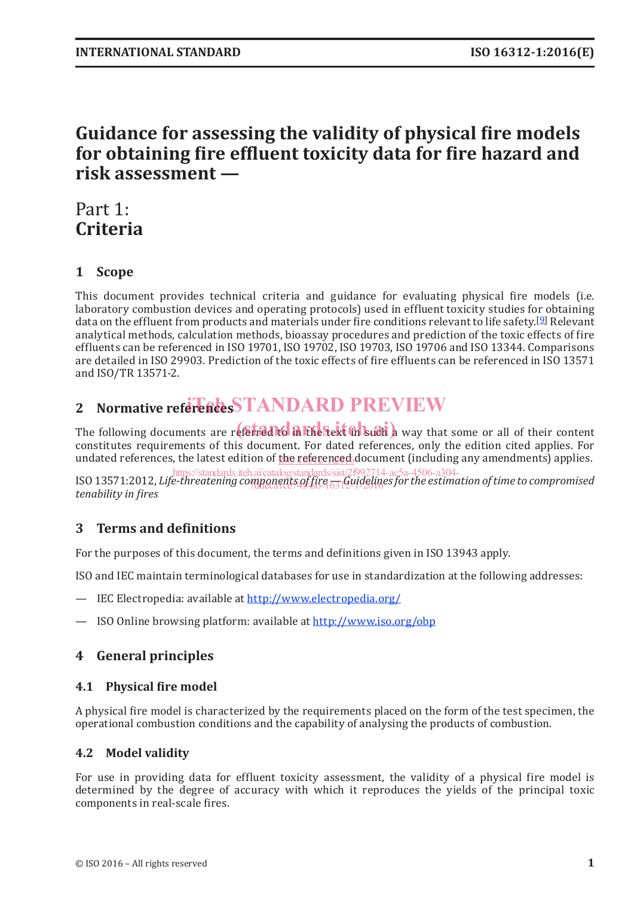# Guidance for assessing the validity of physical fire models for obtaining fire effluent toxicity data for fire hazard and risk assessment —

## Part 1: Criteria

## 1 Scope

This document provides technical criteria and guidance for evaluating physical fire models (i.e. laboratory combustion devices and operating protocols) used in effluent toxicity studies for obtaining data on the effluent from products and materials under fire conditions relevant to life safety.[9] Relevant analytical methods, calculation methods, bioassay procedures and prediction of the toxic effects of fire effluents can be referenced in ISO 19701, ISO 19702, ISO 19703, ISO 19706 and ISO 13344. Comparisons are detailed in ISO 29903. Prediction of the toxic effects of fire effluents can be referenced in ISO 13571 and ISO/TR 13571-2.

## 2 Normative references

The following documents are referred to in the text in such a way that some or all of their content constitutes requirements of this document. For dated references, only the edition cited applies. For undated references, the latest edition of the referenced document (including any amendments) applies.

ISO 13571:2012, *Life-threatening components of fire — Guidelines for the estimation of time to compromised tenability in fires*

## 3 Terms and definitions

For the purposes of this document, the terms and definitions given in ISO 13943 apply.

ISO and IEC maintain terminological databases for use in standardization at the following addresses:

— IEC Electropedia: available at http://www.electropedia.org/

— ISO Online browsing platform: available at http://www.iso.org/obp

## 4 General principles

### 4.1 Physical fire model

A physical fire model is characterized by the requirements placed on the form of the test specimen, the operational combustion conditions and the capability of analysing the products of combustion.

### 4.2 Model validity

For use in providing data for effluent toxicity assessment, the validity of a physical fire model is determined by the degree of accuracy with which it reproduces the yields of the principal toxic components in real-scale fires.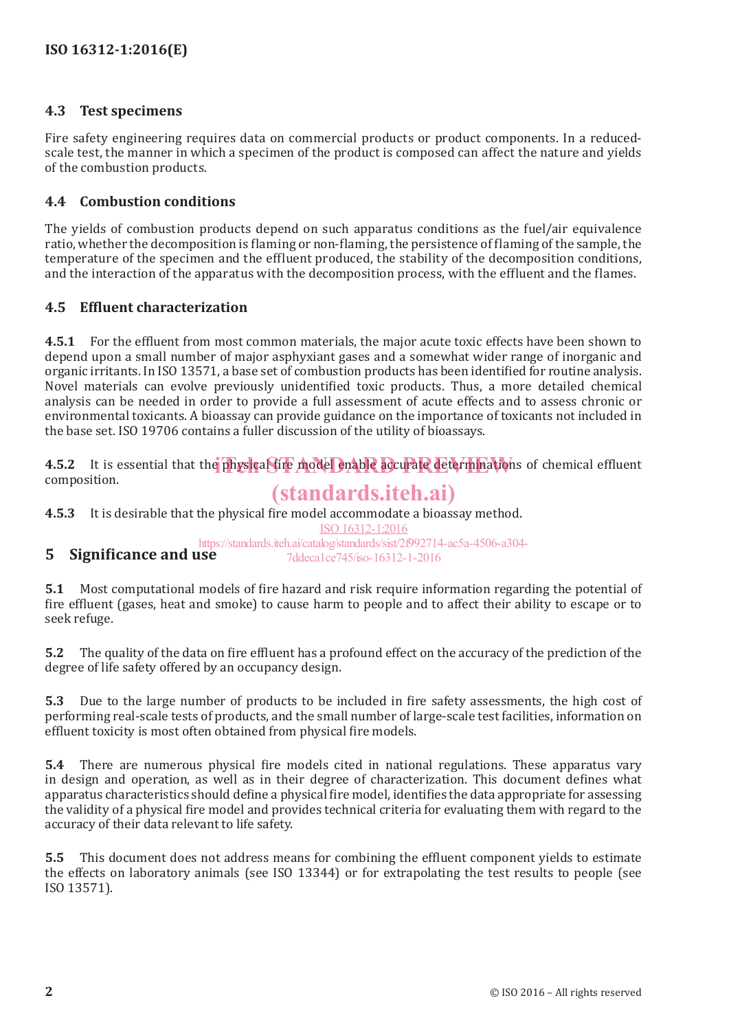### 4.3 Test specimens

Fire safety engineering requires data on commercial products or product components. In a reduced-scale test, the manner in which a specimen of the product is composed can affect the nature and yields of the combustion products.

### 4.4 Combustion conditions

The yields of combustion products depend on such apparatus conditions as the fuel/air equivalence ratio, whether the decomposition is flaming or non-flaming, the persistence of flaming of the sample, the temperature of the specimen and the effluent produced, the stability of the decomposition conditions, and the interaction of the apparatus with the decomposition process, with the effluent and the flames.

### 4.5 Effluent characterization

**4.5.1** For the effluent from most common materials, the major acute toxic effects have been shown to depend upon a small number of major asphyxiant gases and a somewhat wider range of inorganic and organic irritants. In ISO 13571, a base set of combustion products has been identified for routine analysis. Novel materials can evolve previously unidentified toxic products. Thus, a more detailed chemical analysis can be needed in order to provide a full assessment of acute effects and to assess chronic or environmental toxicants. A bioassay can provide guidance on the importance of toxicants not included in the base set. ISO 19706 contains a fuller discussion of the utility of bioassays.

**4.5.2** It is essential that the physical fire model enable accurate determinations of chemical effluent composition.

**4.5.3** It is desirable that the physical fire model accommodate a bioassay method.

## 5 Significance and use

**5.1** Most computational models of fire hazard and risk require information regarding the potential of fire effluent (gases, heat and smoke) to cause harm to people and to affect their ability to escape or to seek refuge.

**5.2** The quality of the data on fire effluent has a profound effect on the accuracy of the prediction of the degree of life safety offered by an occupancy design.

**5.3** Due to the large number of products to be included in fire safety assessments, the high cost of performing real-scale tests of products, and the small number of large-scale test facilities, information on effluent toxicity is most often obtained from physical fire models.

**5.4** There are numerous physical fire models cited in national regulations. These apparatus vary in design and operation, as well as in their degree of characterization. This document defines what apparatus characteristics should define a physical fire model, identifies the data appropriate for assessing the validity of a physical fire model and provides technical criteria for evaluating them with regard to the accuracy of their data relevant to life safety.

**5.5** This document does not address means for combining the effluent component yields to estimate the effects on laboratory animals (see ISO 13344) or for extrapolating the test results to people (see ISO 13571).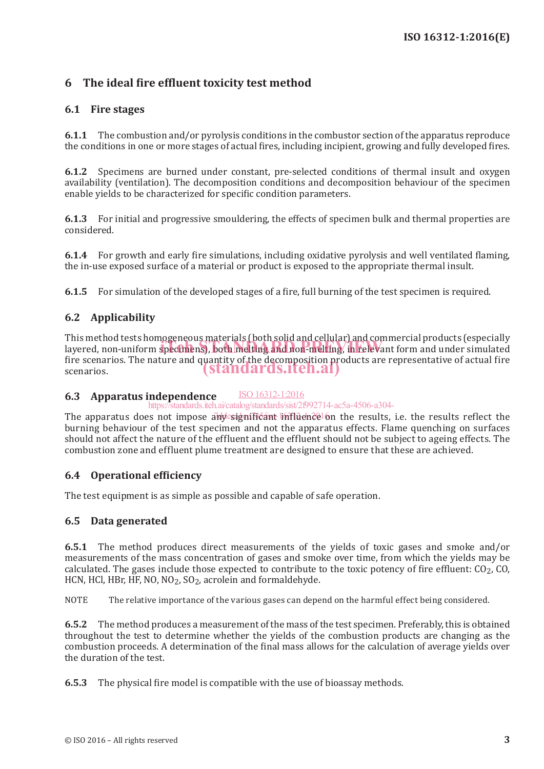## 6 The ideal fire effluent toxicity test method

### 6.1 Fire stages

**6.1.1** The combustion and/or pyrolysis conditions in the combustor section of the apparatus reproduce the conditions in one or more stages of actual fires, including incipient, growing and fully developed fires.

**6.1.2** Specimens are burned under constant, pre-selected conditions of thermal insult and oxygen availability (ventilation). The decomposition conditions and decomposition behaviour of the specimen enable yields to be characterized for specific condition parameters.

**6.1.3** For initial and progressive smouldering, the effects of specimen bulk and thermal properties are considered.

**6.1.4** For growth and early fire simulations, including oxidative pyrolysis and well ventilated flaming, the in-use exposed surface of a material or product is exposed to the appropriate thermal insult.

**6.1.5** For simulation of the developed stages of a fire, full burning of the test specimen is required.

### 6.2 Applicability

This method tests homogeneous materials (both solid and cellular) and commercial products (especially layered, non-uniform specimens), both melting and non-melting, in relevant form and under simulated fire scenarios. The nature and quantity of the decomposition products are representative of actual fire scenarios.

### 6.3 Apparatus independence

The apparatus does not impose any significant influence on the results, i.e. the results reflect the burning behaviour of the test specimen and not the apparatus effects. Flame quenching on surfaces should not affect the nature of the effluent and the effluent should not be subject to ageing effects. The combustion zone and effluent plume treatment are designed to ensure that these are achieved.

### 6.4 Operational efficiency

The test equipment is as simple as possible and capable of safe operation.

### 6.5 Data generated

**6.5.1** The method produces direct measurements of the yields of toxic gases and smoke and/or measurements of the mass concentration of gases and smoke over time, from which the yields may be calculated. The gases include those expected to contribute to the toxic potency of fire effluent: $CO_2$, CO, HCN, HCl, HBr, HF, NO, $NO_2$, $SO_2$, acrolein and formaldehyde.

NOTE The relative importance of the various gases can depend on the harmful effect being considered.

**6.5.2** The method produces a measurement of the mass of the test specimen. Preferably, this is obtained throughout the test to determine whether the yields of the combustion products are changing as the combustion proceeds. A determination of the final mass allows for the calculation of average yields over the duration of the test.

**6.5.3** The physical fire model is compatible with the use of bioassay methods.